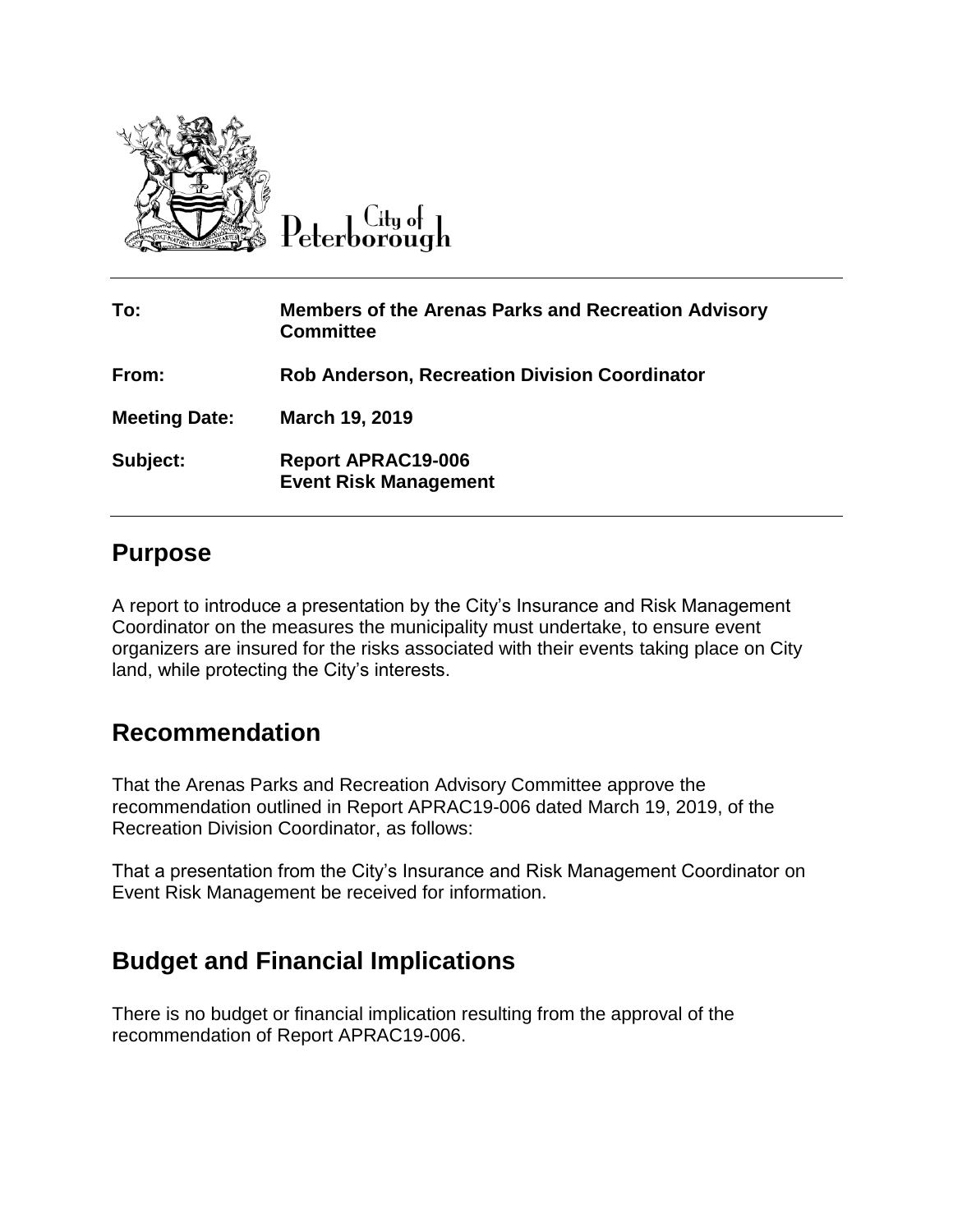City of Peterborough

| | |
|---|---|
| **To:** | **Members of the Arenas Parks and Recreation Advisory Committee** |
| **From:** | **Rob Anderson, Recreation Division Coordinator** |
| **Meeting Date:** | **March 19, 2019** |
| **Subject:** | **Report APRAC19-006**<br>**Event Risk Management** |

## Purpose

A report to introduce a presentation by the City's Insurance and Risk Management Coordinator on the measures the municipality must undertake, to ensure event organizers are insured for the risks associated with their events taking place on City land, while protecting the City's interests.

## Recommendation

That the Arenas Parks and Recreation Advisory Committee approve the recommendation outlined in Report APRAC19-006 dated March 19, 2019, of the Recreation Division Coordinator, as follows:

That a presentation from the City's Insurance and Risk Management Coordinator on Event Risk Management be received for information.

## Budget and Financial Implications

There is no budget or financial implication resulting from the approval of the recommendation of Report APRAC19-006.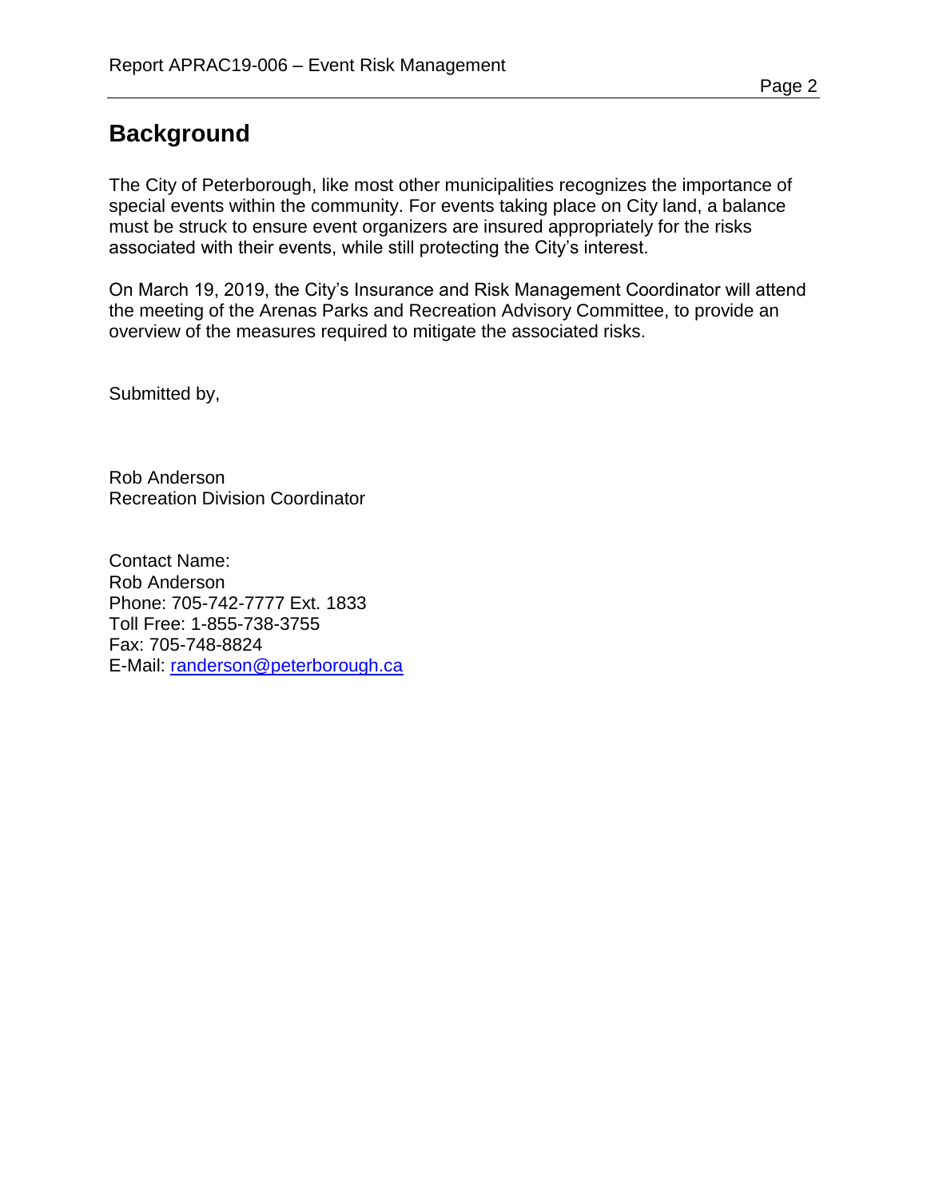## Background

The City of Peterborough, like most other municipalities recognizes the importance of special events within the community. For events taking place on City land, a balance must be struck to ensure event organizers are insured appropriately for the risks associated with their events, while still protecting the City's interest.

On March 19, 2019, the City's Insurance and Risk Management Coordinator will attend the meeting of the Arenas Parks and Recreation Advisory Committee, to provide an overview of the measures required to mitigate the associated risks.

Submitted by,

Rob Anderson
Recreation Division Coordinator

Contact Name:
Rob Anderson
Phone: 705-742-7777 Ext. 1833
Toll Free: 1-855-738-3755
Fax: 705-748-8824
E-Mail: randerson@peterborough.ca